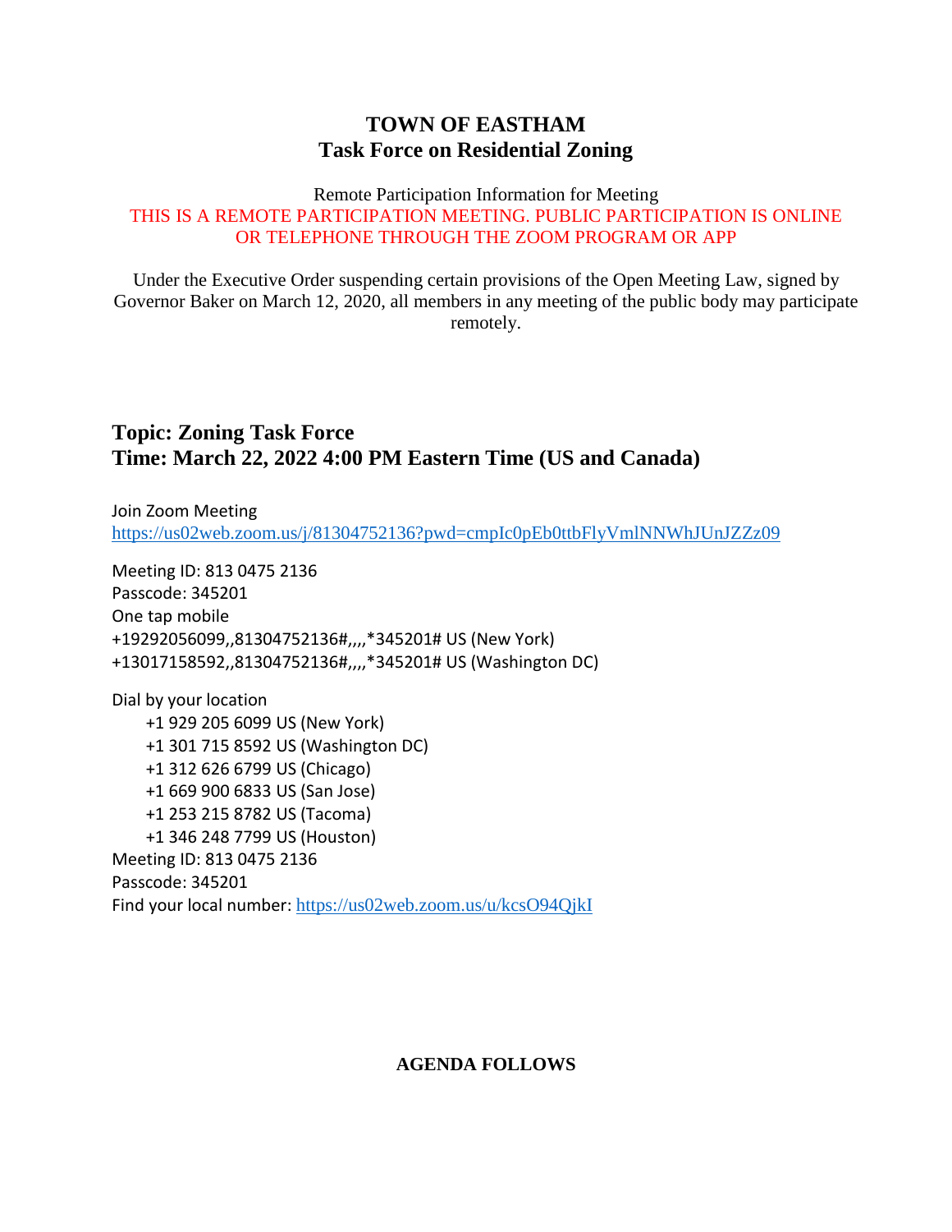# TOWN OF EASTHAM
## Task Force on Residential Zoning

Remote Participation Information for Meeting

THIS IS A REMOTE PARTICIPATION MEETING. PUBLIC PARTICIPATION IS ONLINE OR TELEPHONE THROUGH THE ZOOM PROGRAM OR APP

Under the Executive Order suspending certain provisions of the Open Meeting Law, signed by Governor Baker on March 12, 2020, all members in any meeting of the public body may participate remotely.

**Topic: Zoning Task Force**
**Time: March 22, 2022 4:00 PM Eastern Time (US and Canada)**

Join Zoom Meeting
https://us02web.zoom.us/j/81304752136?pwd=cmpIc0pEb0ttbFlyVmlNNWhJUnJZZz09

Meeting ID: 813 0475 2136
Passcode: 345201
One tap mobile
+19292056099,,81304752136#,,,,*345201# US (New York)
+13017158592,,81304752136#,,,,*345201# US (Washington DC)

Dial by your location
- +1 929 205 6099 US (New York)
- +1 301 715 8592 US (Washington DC)
- +1 312 626 6799 US (Chicago)
- +1 669 900 6833 US (San Jose)
- +1 253 215 8782 US (Tacoma)
- +1 346 248 7799 US (Houston)

Meeting ID: 813 0475 2136
Passcode: 345201
Find your local number: https://us02web.zoom.us/u/kcsO94QjkI

**AGENDA FOLLOWS**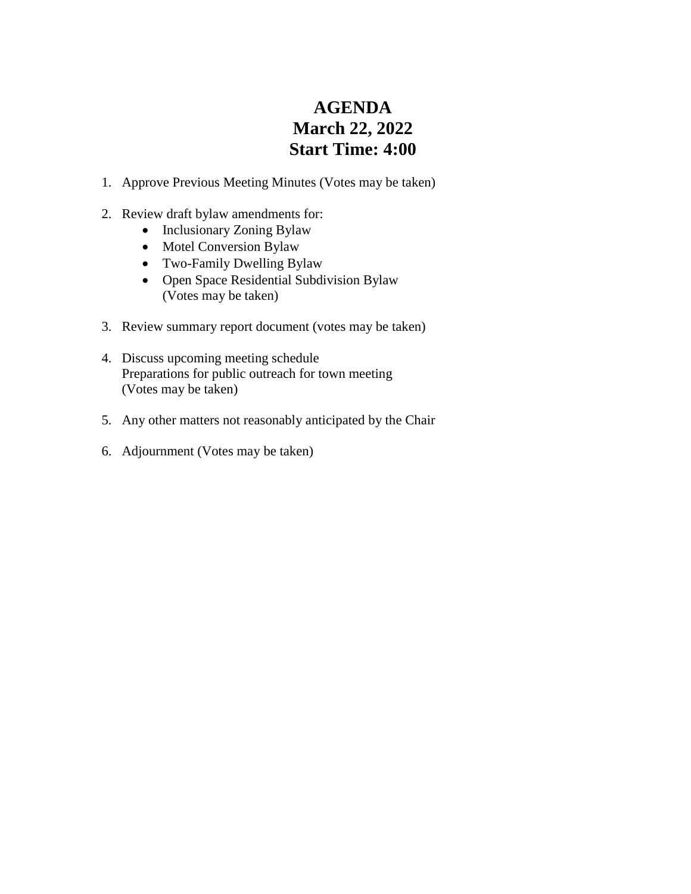# AGENDA
# March 22, 2022
# Start Time: 4:00

1. Approve Previous Meeting Minutes (Votes may be taken)

2. Review draft bylaw amendments for:
   - Inclusionary Zoning Bylaw
   - Motel Conversion Bylaw
   - Two-Family Dwelling Bylaw
   - Open Space Residential Subdivision Bylaw
     (Votes may be taken)

3. Review summary report document (votes may be taken)

4. Discuss upcoming meeting schedule
   Preparations for public outreach for town meeting
   (Votes may be taken)

5. Any other matters not reasonably anticipated by the Chair

6. Adjournment (Votes may be taken)